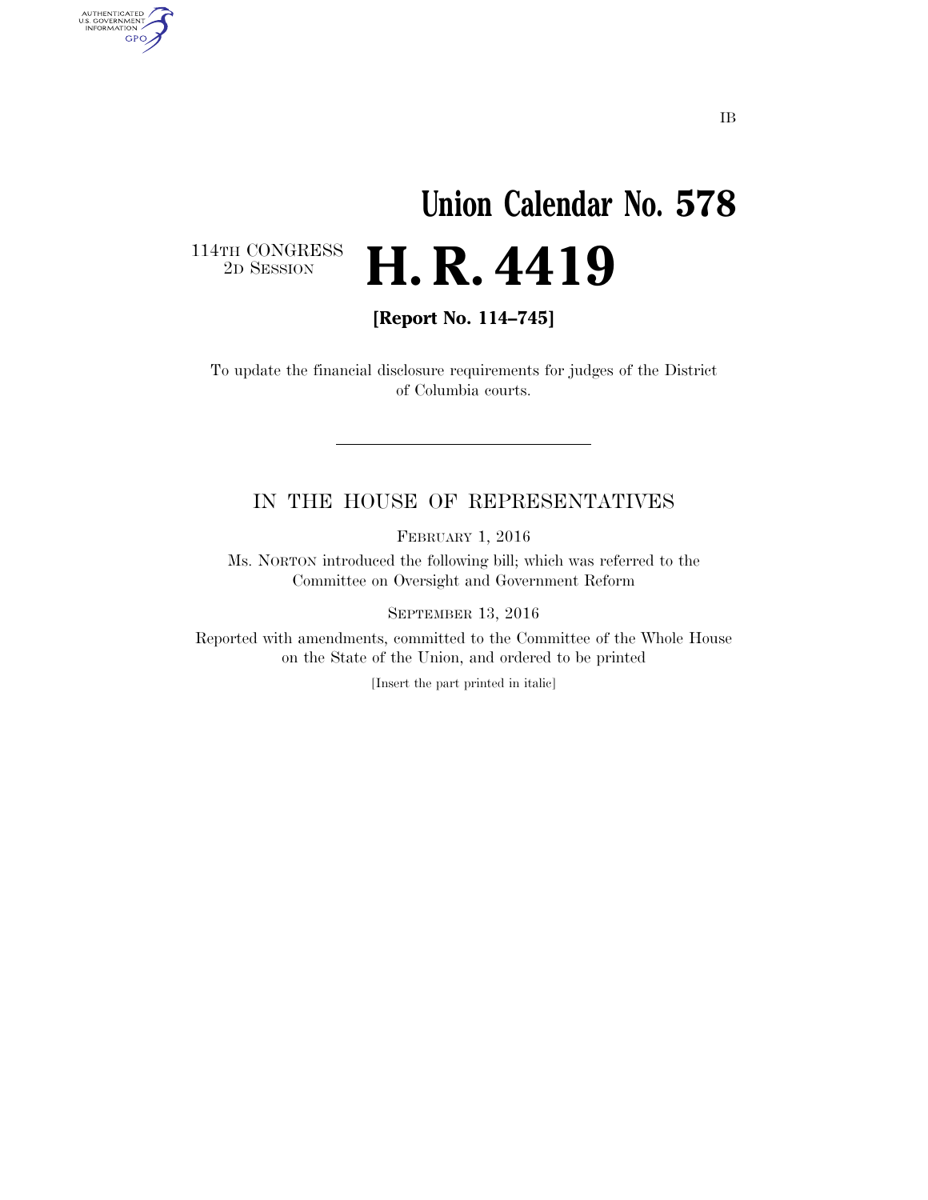IB

# Union Calendar No. 578

114TH CONGRESS
2D SESSION

# H. R. 4419

**[Report No. 114–745]**

To update the financial disclosure requirements for judges of the District of Columbia courts.

---

IN THE HOUSE OF REPRESENTATIVES

FEBRUARY 1, 2016

Ms. NORTON introduced the following bill; which was referred to the Committee on Oversight and Government Reform

SEPTEMBER 13, 2016

Reported with amendments, committed to the Committee of the Whole House on the State of the Union, and ordered to be printed

[Insert the part printed in italic]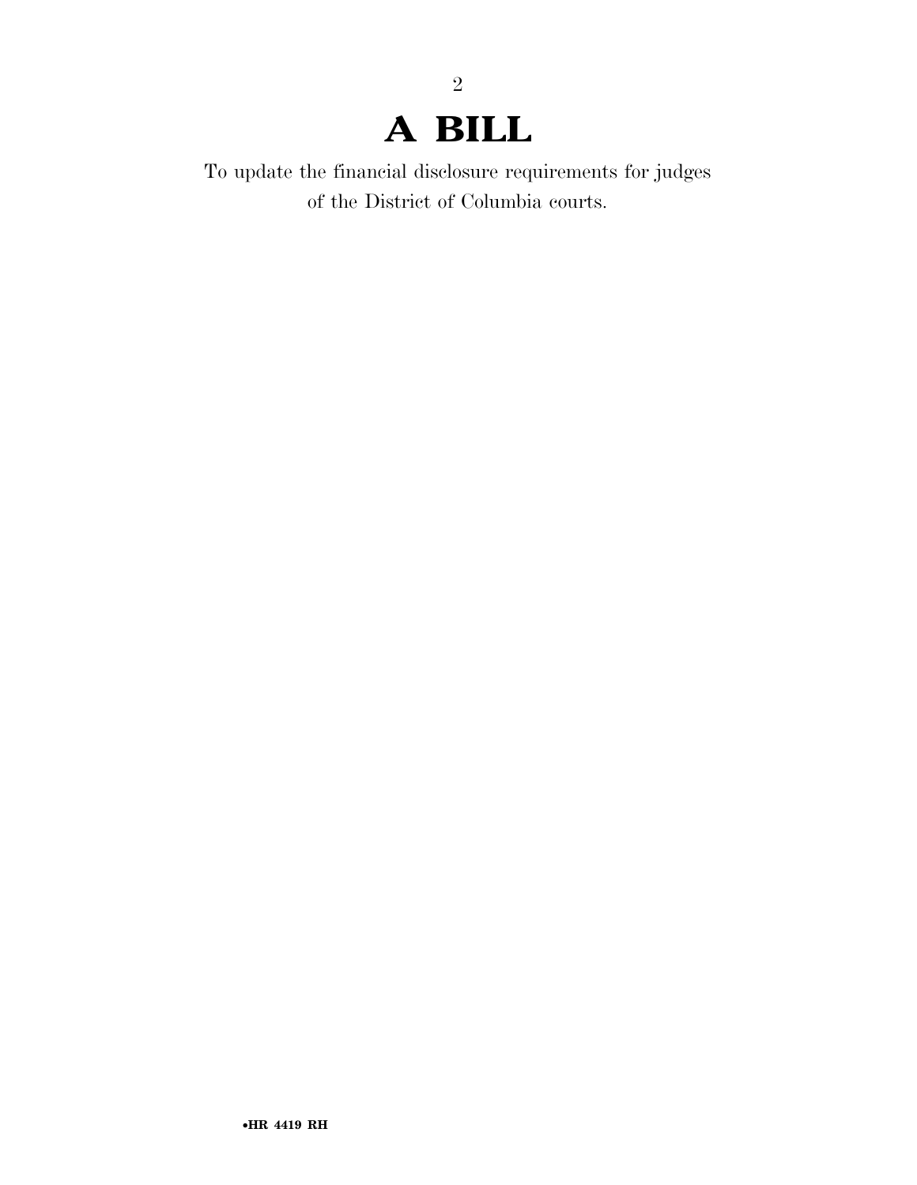# A BILL

To update the financial disclosure requirements for judges of the District of Columbia courts.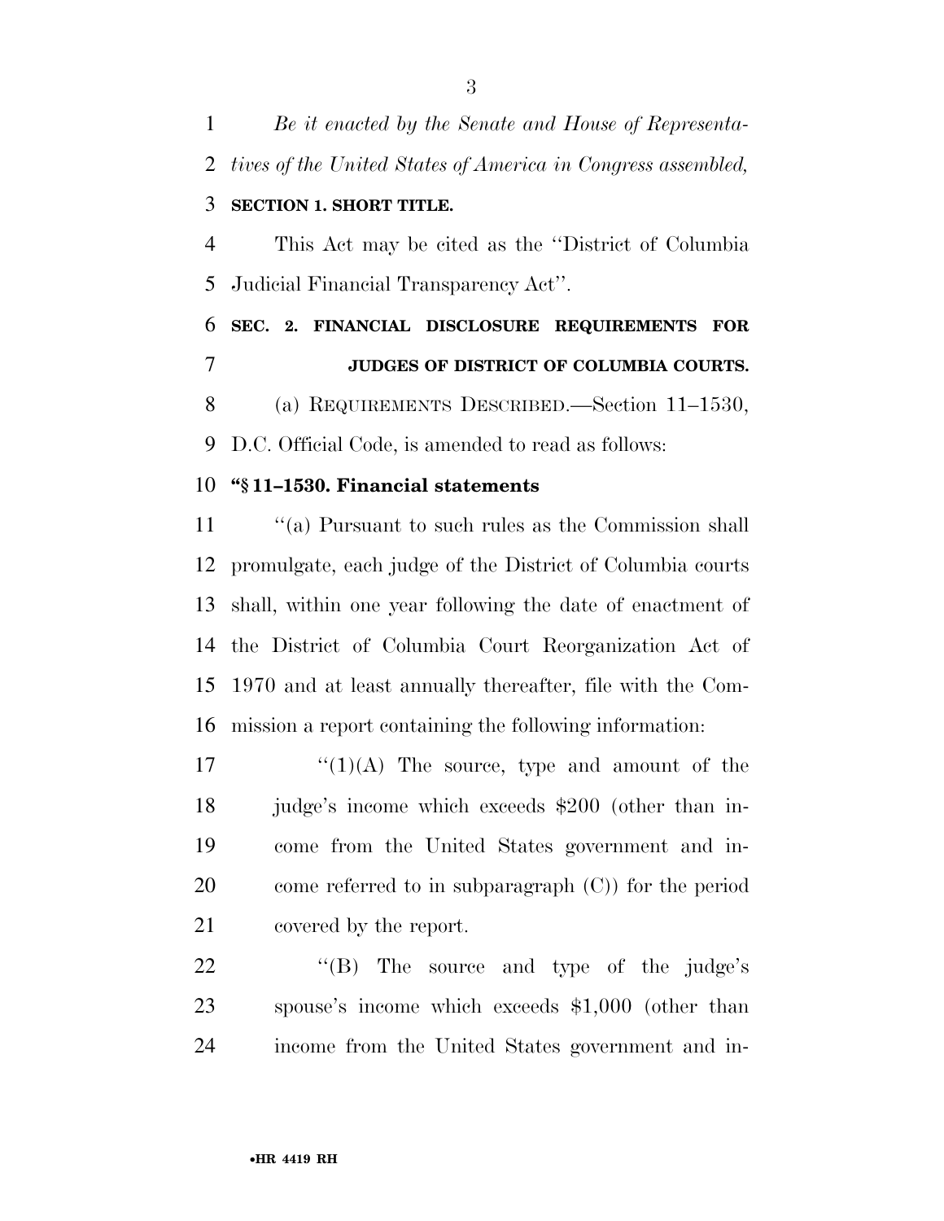*Be it enacted by the Senate and House of Representatives of the United States of America in Congress assembled,*

**SECTION 1. SHORT TITLE.**

This Act may be cited as the ''District of Columbia Judicial Financial Transparency Act''.

**SEC. 2. FINANCIAL DISCLOSURE REQUIREMENTS FOR JUDGES OF DISTRICT OF COLUMBIA COURTS.**

(a) REQUIREMENTS DESCRIBED.—Section 11–1530, D.C. Official Code, is amended to read as follows:

**''§ 11–1530. Financial statements**

''(a) Pursuant to such rules as the Commission shall promulgate, each judge of the District of Columbia courts shall, within one year following the date of enactment of the District of Columbia Court Reorganization Act of 1970 and at least annually thereafter, file with the Commission a report containing the following information:

''(1)(A) The source, type and amount of the judge's income which exceeds $200 (other than income from the United States government and income referred to in subparagraph (C)) for the period covered by the report.

''(B) The source and type of the judge's spouse's income which exceeds $1,000 (other than income from the United States government and in-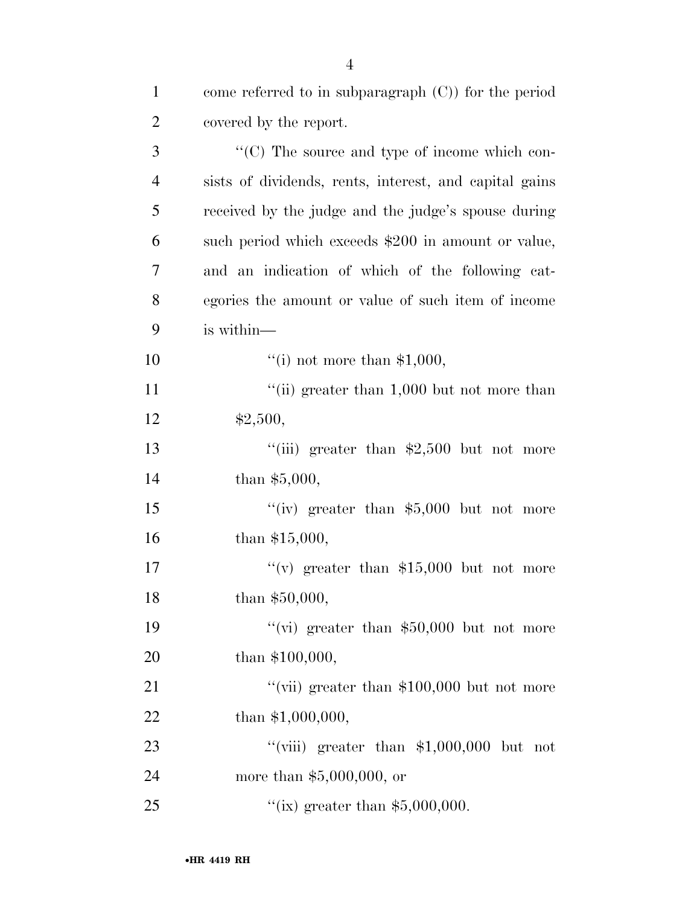come referred to in subparagraph (C)) for the period covered by the report.

''(C) The source and type of income which consists of dividends, rents, interest, and capital gains received by the judge and the judge's spouse during such period which exceeds $200 in amount or value, and an indication of which of the following categories the amount or value of such item of income is within—

''(i) not more than $1,000,

''(ii) greater than 1,000 but not more than $2,500,

''(iii) greater than $2,500 but not more than $5,000,

''(iv) greater than $5,000 but not more than $15,000,

''(v) greater than $15,000 but not more than $50,000,

''(vi) greater than $50,000 but not more than $100,000,

''(vii) greater than $100,000 but not more than $1,000,000,

''(viii) greater than $1,000,000 but not more than $5,000,000, or

''(ix) greater than $5,000,000.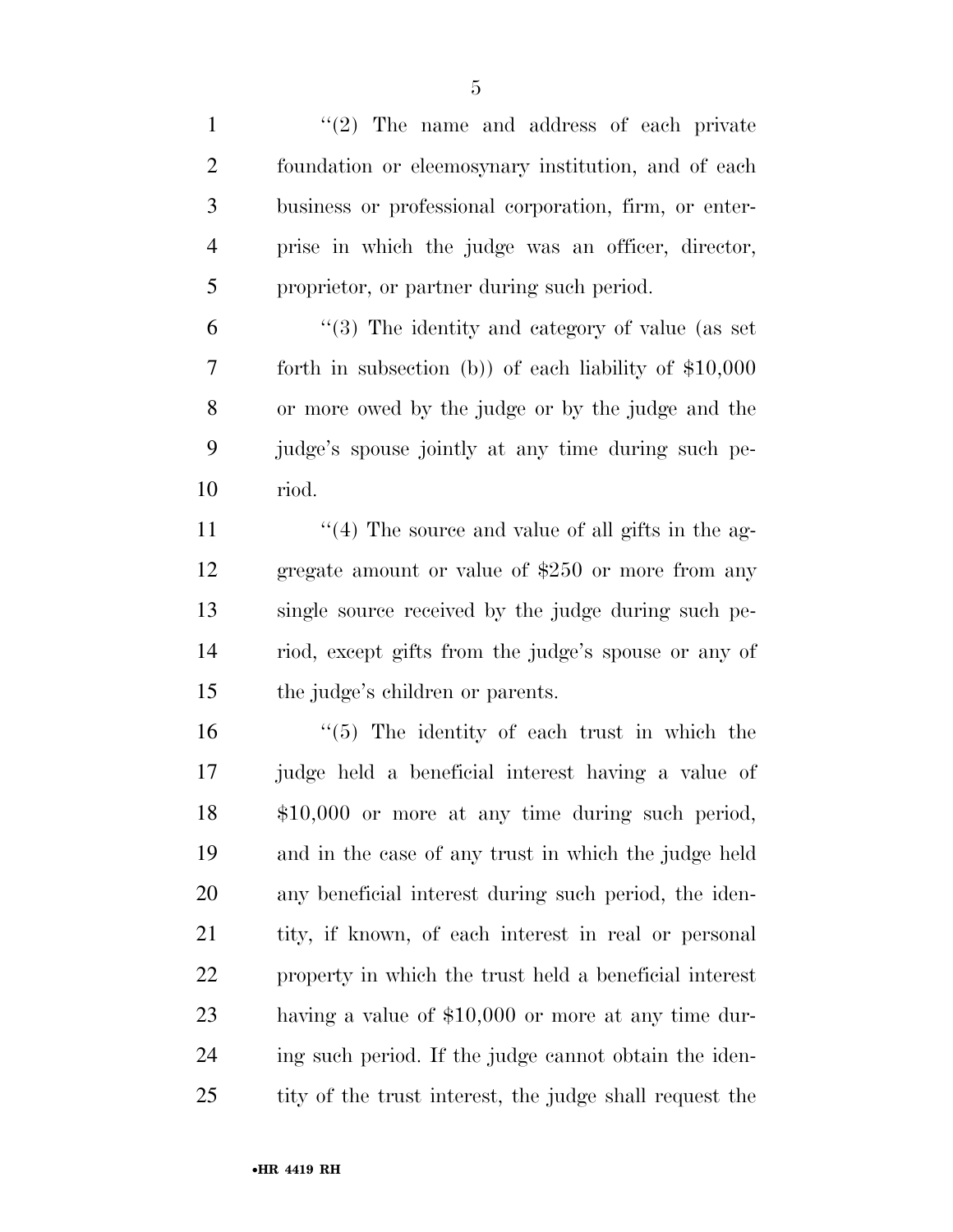''(2) The name and address of each private foundation or eleemosynary institution, and of each business or professional corporation, firm, or enterprise in which the judge was an officer, director, proprietor, or partner during such period.

''(3) The identity and category of value (as set forth in subsection (b)) of each liability of $10,000 or more owed by the judge or by the judge and the judge's spouse jointly at any time during such period.

''(4) The source and value of all gifts in the aggregate amount or value of $250 or more from any single source received by the judge during such period, except gifts from the judge's spouse or any of the judge's children or parents.

''(5) The identity of each trust in which the judge held a beneficial interest having a value of $10,000 or more at any time during such period, and in the case of any trust in which the judge held any beneficial interest during such period, the identity, if known, of each interest in real or personal property in which the trust held a beneficial interest having a value of $10,000 or more at any time during such period. If the judge cannot obtain the identity of the trust interest, the judge shall request the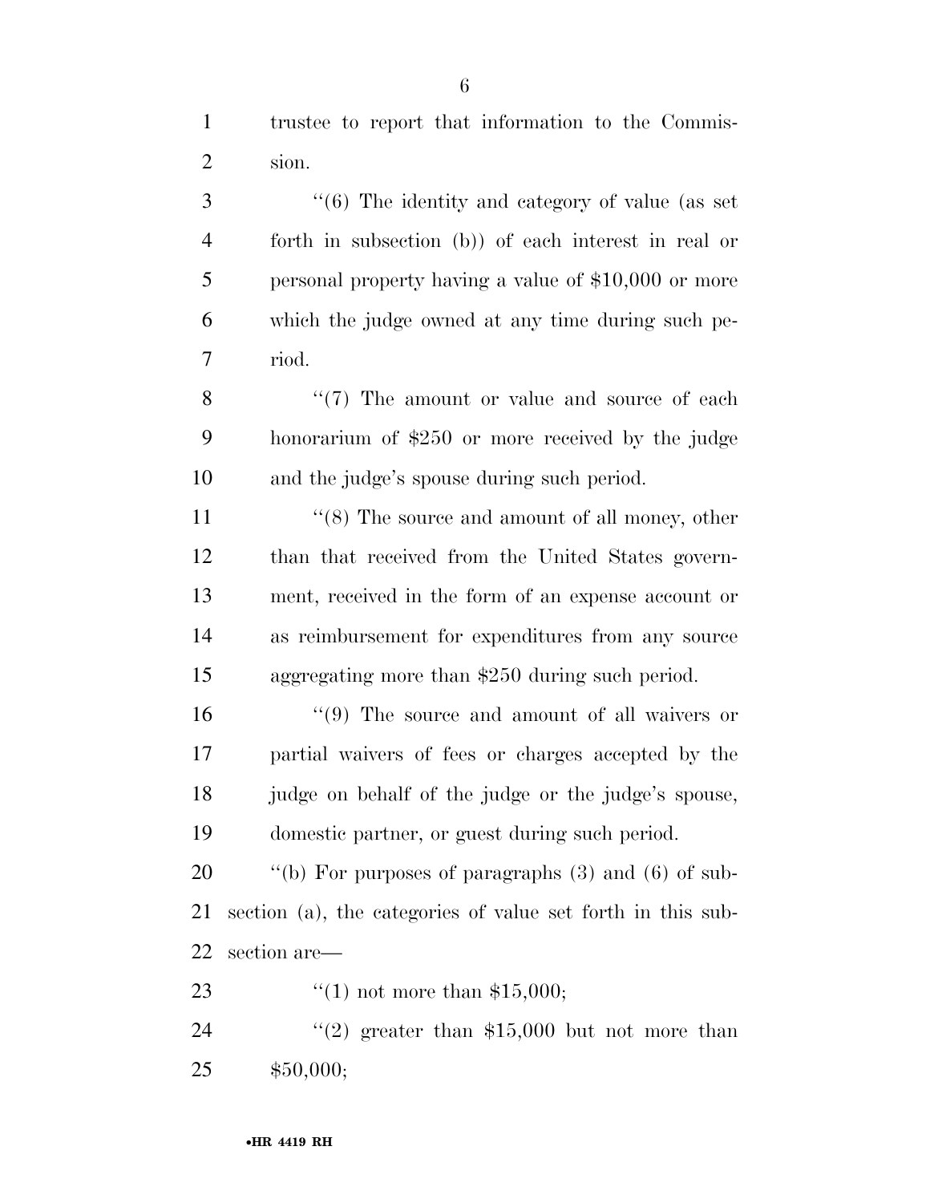trustee to report that information to the Commission.

''(6) The identity and category of value (as set forth in subsection (b)) of each interest in real or personal property having a value of $10,000 or more which the judge owned at any time during such period.

''(7) The amount or value and source of each honorarium of $250 or more received by the judge and the judge's spouse during such period.

''(8) The source and amount of all money, other than that received from the United States government, received in the form of an expense account or as reimbursement for expenditures from any source aggregating more than $250 during such period.

''(9) The source and amount of all waivers or partial waivers of fees or charges accepted by the judge on behalf of the judge or the judge's spouse, domestic partner, or guest during such period.

''(b) For purposes of paragraphs (3) and (6) of subsection (a), the categories of value set forth in this subsection are—

''(1) not more than $15,000;

''(2) greater than $15,000 but not more than $50,000;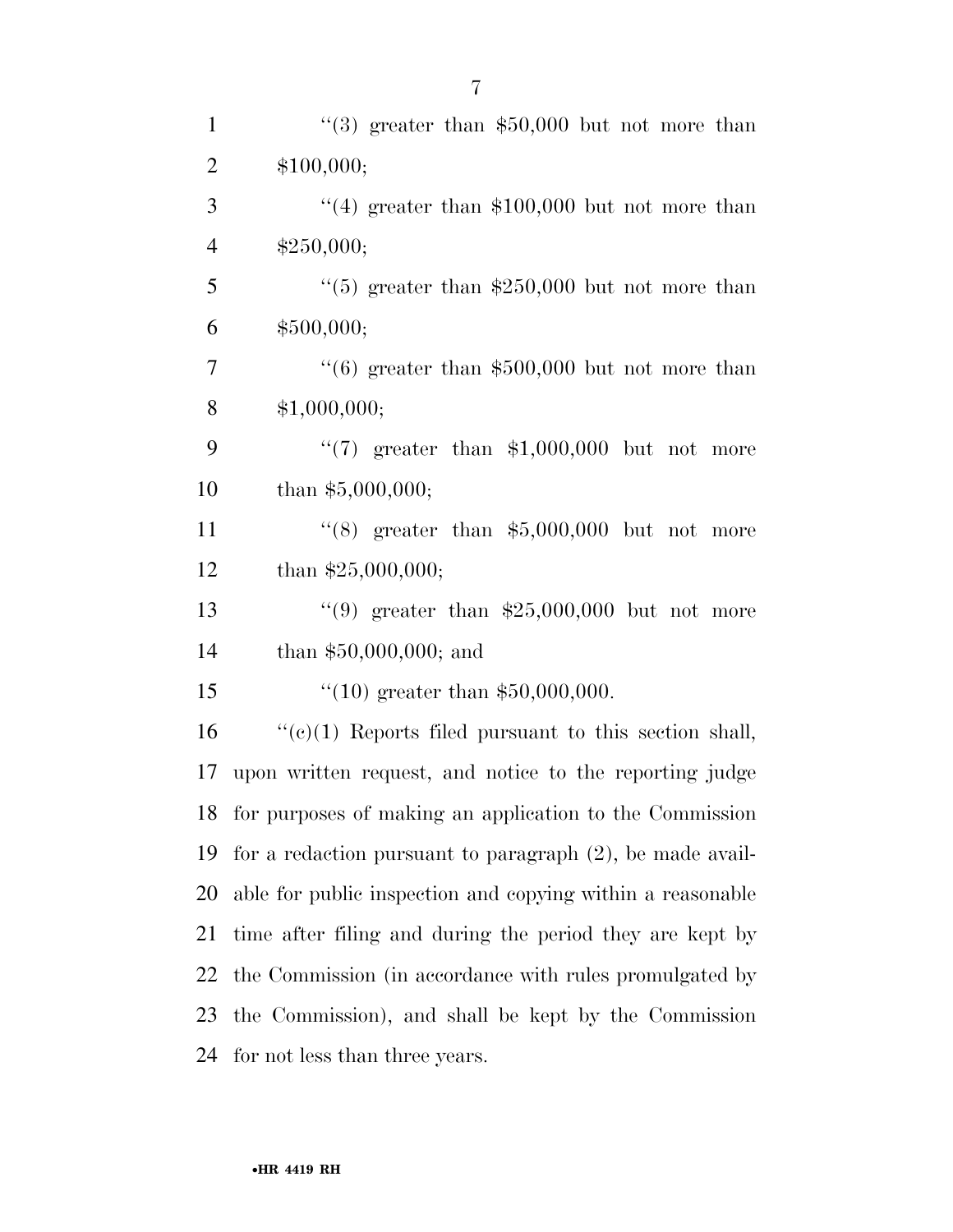''(3) greater than $50,000 but not more than $100,000;

''(4) greater than $100,000 but not more than $250,000;

''(5) greater than $250,000 but not more than $500,000;

''(6) greater than $500,000 but not more than $1,000,000;

''(7) greater than $1,000,000 but not more than $5,000,000;

''(8) greater than $5,000,000 but not more than $25,000,000;

''(9) greater than $25,000,000 but not more than $50,000,000; and

''(10) greater than $50,000,000.

''(c)(1) Reports filed pursuant to this section shall, upon written request, and notice to the reporting judge for purposes of making an application to the Commission for a redaction pursuant to paragraph (2), be made available for public inspection and copying within a reasonable time after filing and during the period they are kept by the Commission (in accordance with rules promulgated by the Commission), and shall be kept by the Commission for not less than three years.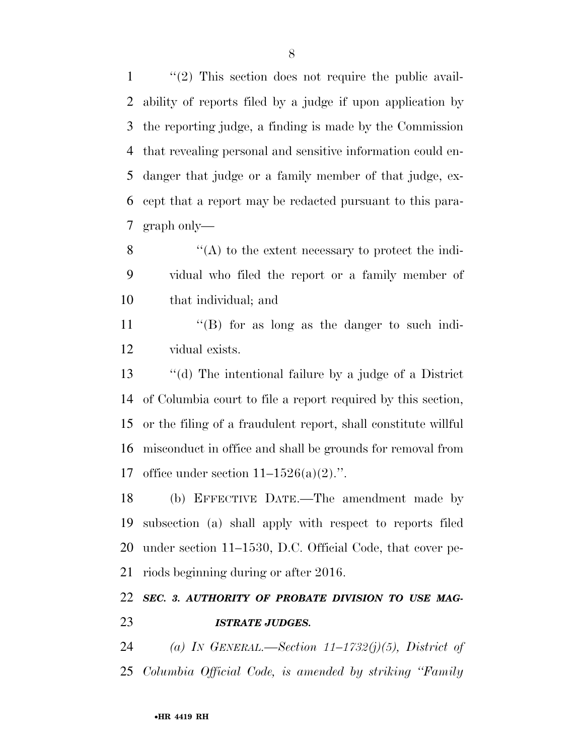"(2) This section does not require the public availability of reports filed by a judge if upon application by the reporting judge, a finding is made by the Commission that revealing personal and sensitive information could endanger that judge or a family member of that judge, except that a report may be redacted pursuant to this paragraph only—

"(A) to the extent necessary to protect the individual who filed the report or a family member of that individual; and

"(B) for as long as the danger to such individual exists.

"(d) The intentional failure by a judge of a District of Columbia court to file a report required by this section, or the filing of a fraudulent report, shall constitute willful misconduct in office and shall be grounds for removal from office under section 11–1526(a)(2).".

(b) EFFECTIVE DATE.—The amendment made by subsection (a) shall apply with respect to reports filed under section 11–1530, D.C. Official Code, that cover periods beginning during or after 2016.

***SEC. 3. AUTHORITY OF PROBATE DIVISION TO USE MAGISTRATE JUDGES.***

*(a) IN GENERAL.—Section 11–1732(j)(5), District of Columbia Official Code, is amended by striking "Family*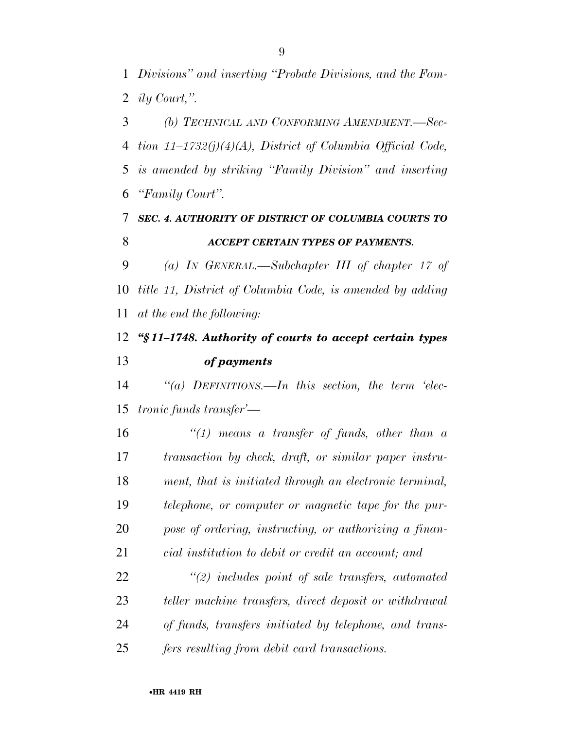*Divisions" and inserting "Probate Divisions, and the Family Court,".*

*(b) TECHNICAL AND CONFORMING AMENDMENT.—Section 11–1732(j)(4)(A), District of Columbia Official Code, is amended by striking "Family Division" and inserting "Family Court".*

### *SEC. 4. AUTHORITY OF DISTRICT OF COLUMBIA COURTS TO ACCEPT CERTAIN TYPES OF PAYMENTS.*

*(a) IN GENERAL.—Subchapter III of chapter 17 of title 11, District of Columbia Code, is amended by adding at the end the following:*

#### *"§ 11–1748. Authority of courts to accept certain types of payments*

*"(a) DEFINITIONS.—In this section, the term 'electronic funds transfer'—*

*"(1) means a transfer of funds, other than a transaction by check, draft, or similar paper instrument, that is initiated through an electronic terminal, telephone, or computer or magnetic tape for the purpose of ordering, instructing, or authorizing a financial institution to debit or credit an account; and*

*"(2) includes point of sale transfers, automated teller machine transfers, direct deposit or withdrawal of funds, transfers initiated by telephone, and transfers resulting from debit card transactions.*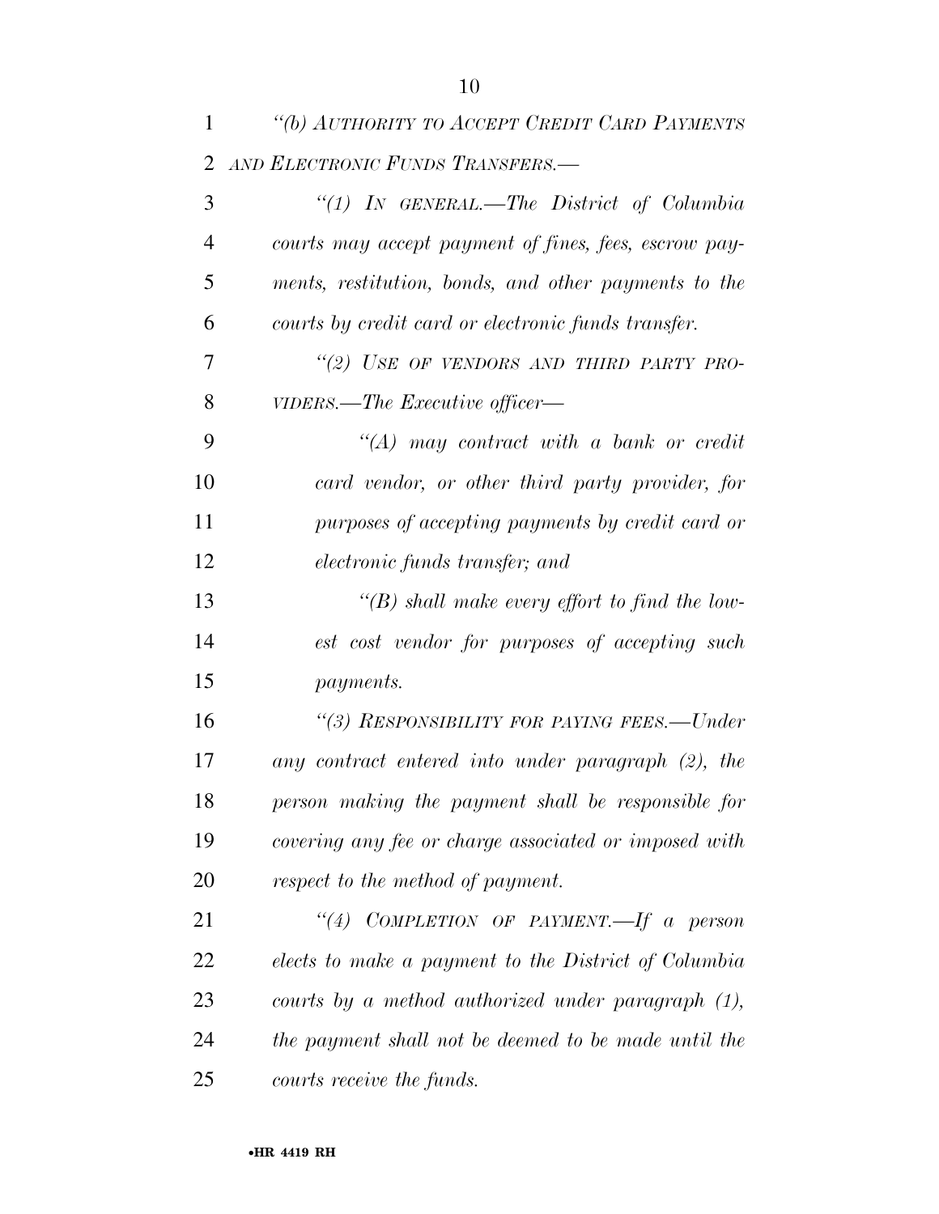*"(b) AUTHORITY TO ACCEPT CREDIT CARD PAYMENTS AND ELECTRONIC FUNDS TRANSFERS.—*

*"(1) IN GENERAL.—The District of Columbia courts may accept payment of fines, fees, escrow payments, restitution, bonds, and other payments to the courts by credit card or electronic funds transfer.*

*"(2) USE OF VENDORS AND THIRD PARTY PROVIDERS.—The Executive officer—*

*"(A) may contract with a bank or credit card vendor, or other third party provider, for purposes of accepting payments by credit card or electronic funds transfer; and*

*"(B) shall make every effort to find the lowest cost vendor for purposes of accepting such payments.*

*"(3) RESPONSIBILITY FOR PAYING FEES.—Under any contract entered into under paragraph (2), the person making the payment shall be responsible for covering any fee or charge associated or imposed with respect to the method of payment.*

*"(4) COMPLETION OF PAYMENT.—If a person elects to make a payment to the District of Columbia courts by a method authorized under paragraph (1), the payment shall not be deemed to be made until the courts receive the funds.*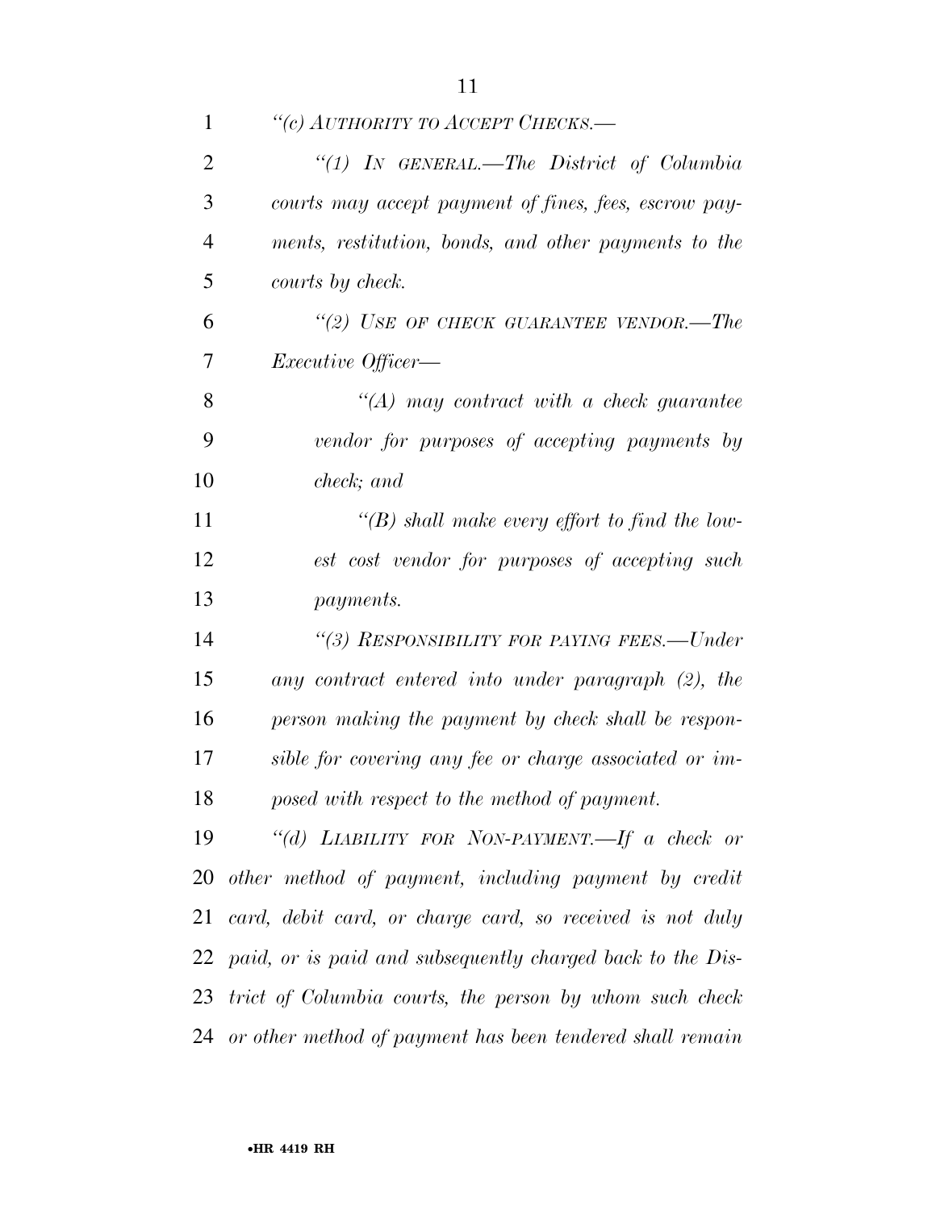*"(c) AUTHORITY TO ACCEPT CHECKS.—*

*"(1) IN GENERAL.—The District of Columbia courts may accept payment of fines, fees, escrow payments, restitution, bonds, and other payments to the courts by check.*

*"(2) USE OF CHECK GUARANTEE VENDOR.—The Executive Officer—*

*"(A) may contract with a check guarantee vendor for purposes of accepting payments by check; and*

*"(B) shall make every effort to find the lowest cost vendor for purposes of accepting such payments.*

*"(3) RESPONSIBILITY FOR PAYING FEES.—Under any contract entered into under paragraph (2), the person making the payment by check shall be responsible for covering any fee or charge associated or imposed with respect to the method of payment.*

*"(d) LIABILITY FOR NON-PAYMENT.—If a check or other method of payment, including payment by credit card, debit card, or charge card, so received is not duly paid, or is paid and subsequently charged back to the District of Columbia courts, the person by whom such check or other method of payment has been tendered shall remain*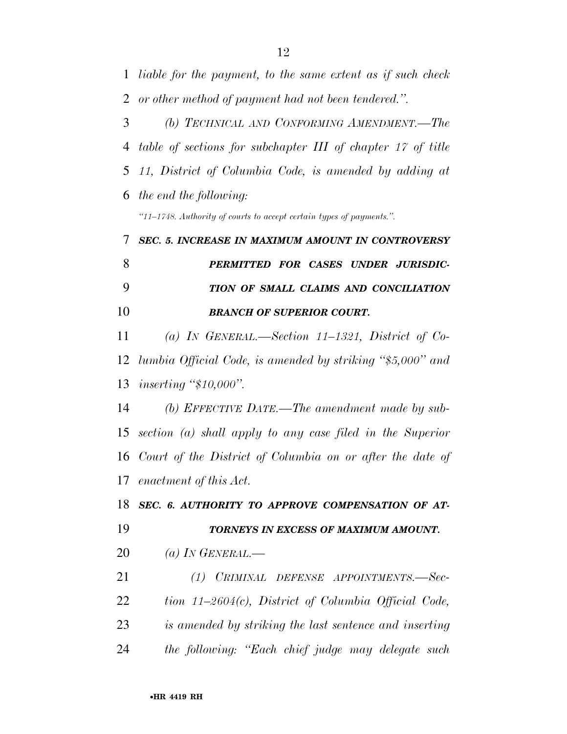*liable for the payment, to the same extent as if such check or other method of payment had not been tendered.''.*

*(b) TECHNICAL AND CONFORMING AMENDMENT.—The table of sections for subchapter III of chapter 17 of title 11, District of Columbia Code, is amended by adding at the end the following:*

*''11–1748. Authority of courts to accept certain types of payments.''.*

***SEC. 5. INCREASE IN MAXIMUM AMOUNT IN CONTROVERSY PERMITTED FOR CASES UNDER JURISDICTION OF SMALL CLAIMS AND CONCILIATION BRANCH OF SUPERIOR COURT.***

*(a) IN GENERAL.—Section 11–1321, District of Columbia Official Code, is amended by striking ''$5,000'' and inserting ''$10,000''.*

*(b) EFFECTIVE DATE.—The amendment made by subsection (a) shall apply to any case filed in the Superior Court of the District of Columbia on or after the date of enactment of this Act.*

***SEC. 6. AUTHORITY TO APPROVE COMPENSATION OF ATTORNEYS IN EXCESS OF MAXIMUM AMOUNT.***

*(a) IN GENERAL.—*

*(1) CRIMINAL DEFENSE APPOINTMENTS.—Section 11–2604(c), District of Columbia Official Code, is amended by striking the last sentence and inserting the following: ''Each chief judge may delegate such*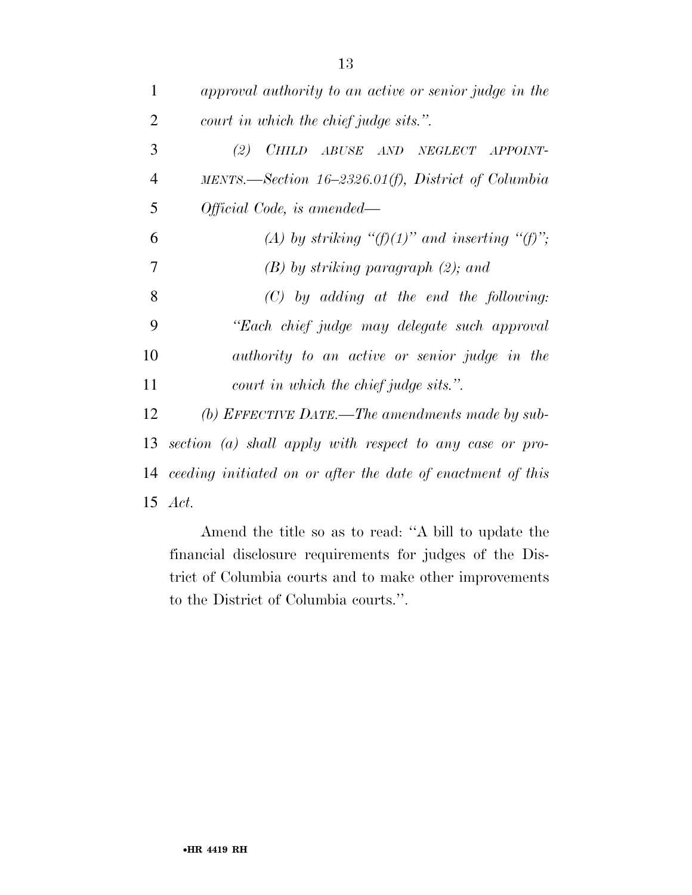*approval authority to an active or senior judge in the court in which the chief judge sits.''.*

*(2) CHILD ABUSE AND NEGLECT APPOINTMENTS.—Section 16–2326.01(f), District of Columbia Official Code, is amended—*

*(A) by striking ''(f)(1)'' and inserting ''(f)'';*

*(B) by striking paragraph (2); and*

*(C) by adding at the end the following: ''Each chief judge may delegate such approval authority to an active or senior judge in the court in which the chief judge sits.''.*

*(b) EFFECTIVE DATE.—The amendments made by subsection (a) shall apply with respect to any case or proceeding initiated on or after the date of enactment of this Act.*

Amend the title so as to read: ''A bill to update the financial disclosure requirements for judges of the District of Columbia courts and to make other improvements to the District of Columbia courts.''.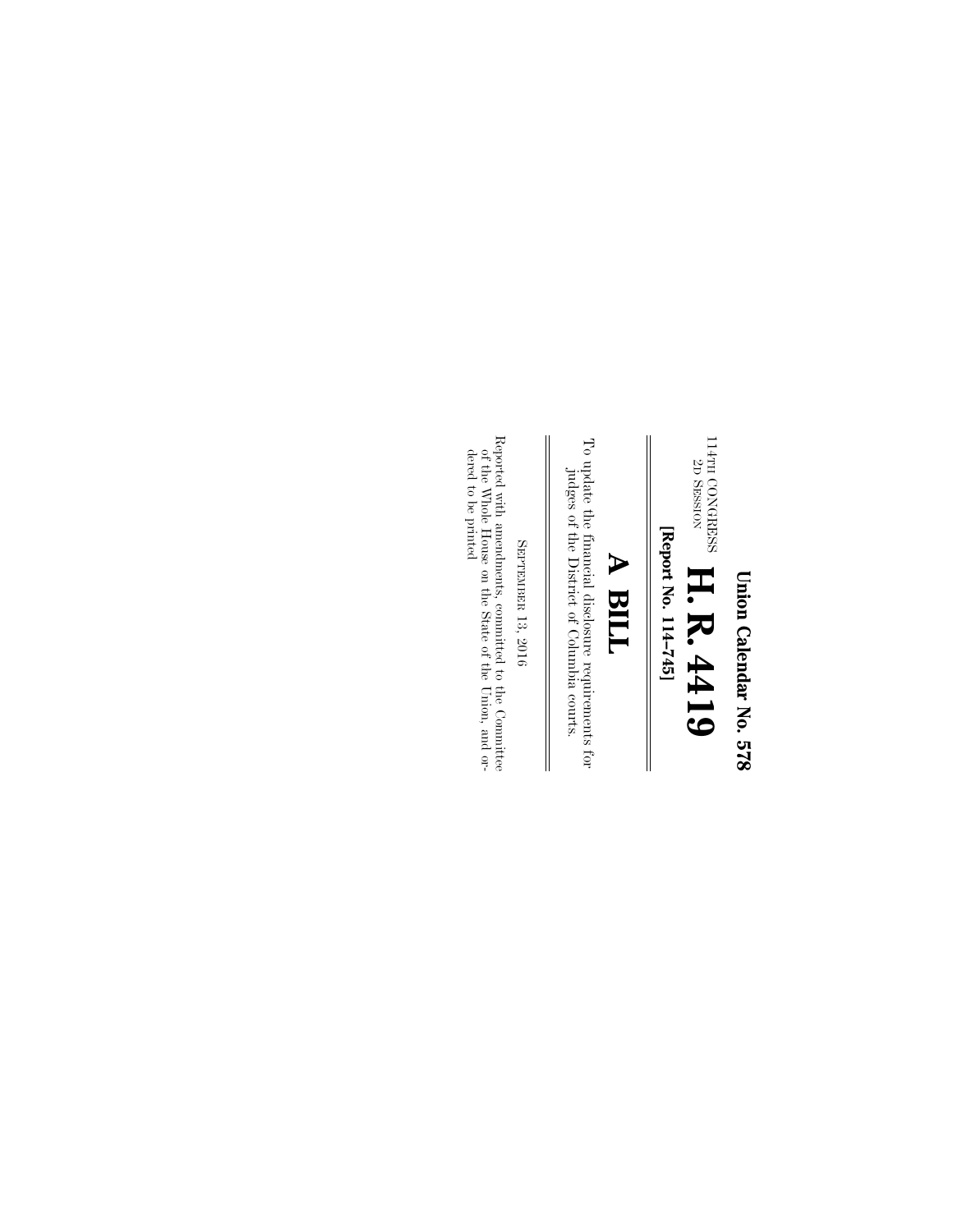# Union Calendar No. 578

114TH CONGRESS
2D SESSION

# H. R. 4419

**[Report No. 114–745]**

# A BILL

To update the financial disclosure requirements for judges of the District of Columbia courts.

SEPTEMBER 13, 2016

Reported with amendments, committed to the Committee of the Whole House on the State of the Union, and ordered to be printed